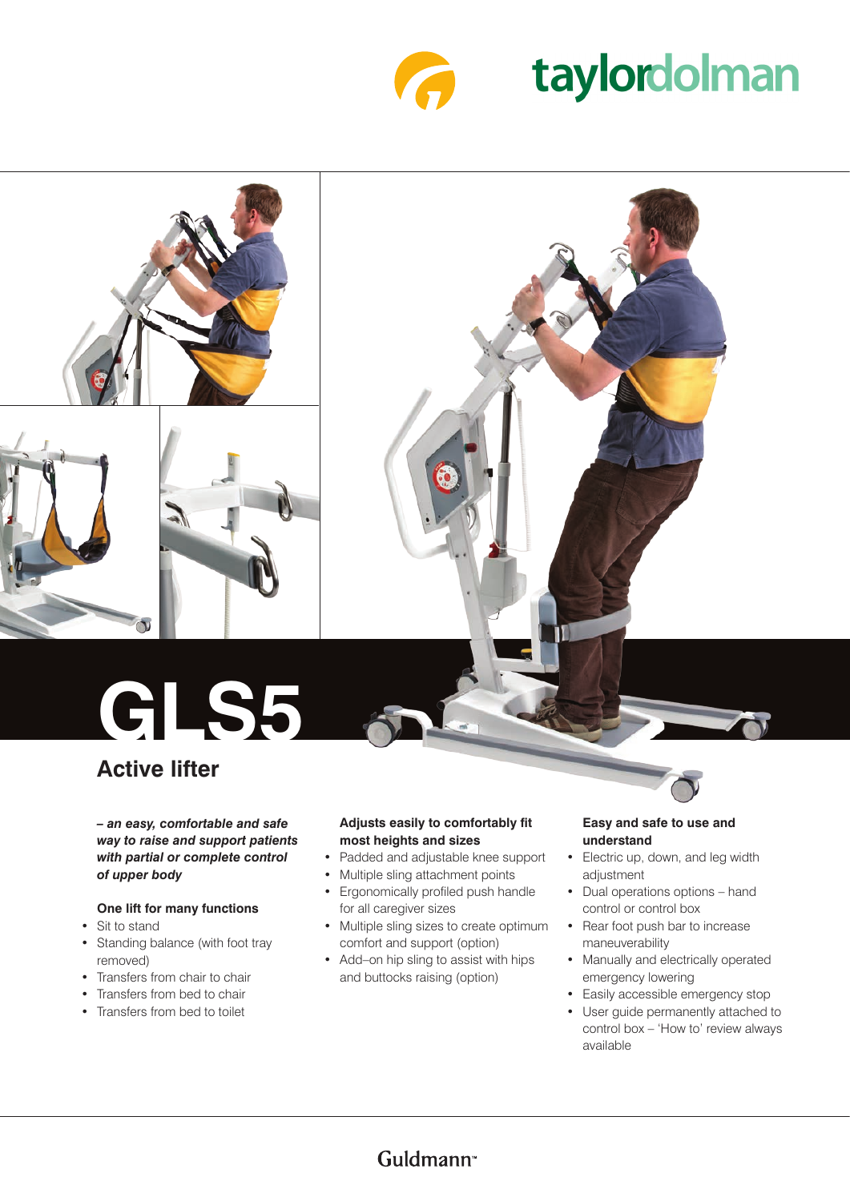taylordolman

# GLS5

## Active lifter

***– an easy, comfortable and safe way to raise and support patients with partial or complete control of upper body***

**One lift for many functions**

- Sit to stand
- Standing balance (with foot tray removed)
- Transfers from chair to chair
- Transfers from bed to chair
- Transfers from bed to toilet

**Adjusts easily to comfortably fit most heights and sizes**

- Padded and adjustable knee support
- Multiple sling attachment points
- Ergonomically profiled push handle for all caregiver sizes
- Multiple sling sizes to create optimum comfort and support (option)
- Add–on hip sling to assist with hips and buttocks raising (option)

**Easy and safe to use and understand**

- Electric up, down, and leg width adjustment
- Dual operations options – hand control or control box
- Rear foot push bar to increase maneuverability
- Manually and electrically operated emergency lowering
- Easily accessible emergency stop
- User guide permanently attached to control box – 'How to' review always available

Guldmann™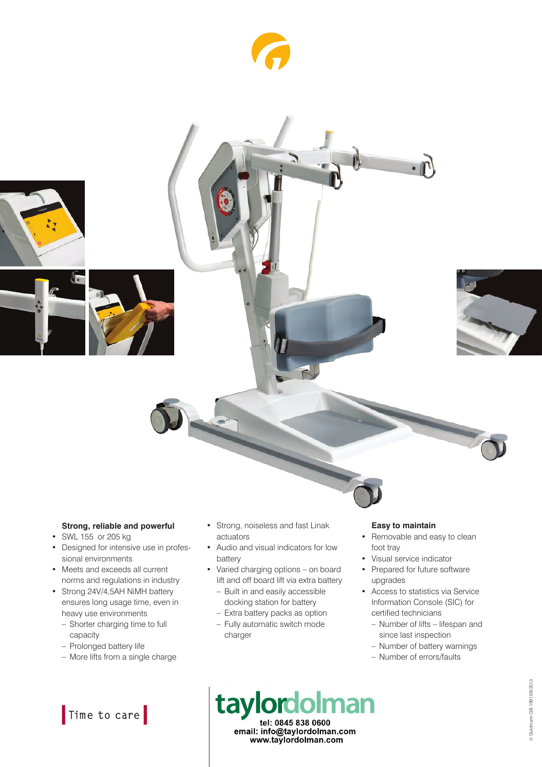**Strong, reliable and powerful**

- SWL 155 or 205 kg
- Designed for intensive use in professional environments
- Meets and exceeds all current norms and regulations in industry
- Strong 24V/4,5AH NiMH battery ensures long usage time, even in heavy use environments
  - Shorter charging time to full capacity
  - Prolonged battery life
  - More lifts from a single charge
- Strong, noiseless and fast Linak actuators
- Audio and visual indicators for low battery
- Varied charging options – on board lift and off board lift via extra battery
  - Built in and easily accessible docking station for battery
  - Extra battery packs as option
  - Fully automatic switch mode charger

**Easy to maintain**

- Removable and easy to clean foot tray
- Visual service indicator
- Prepared for future software upgrades
- Access to statistics via Service Information Console (SIC) for certified technicians
  - Number of lifts – lifespan and since last inspection
  - Number of battery warnings
  - Number of errors/faults

Time to care

taylordolman

tel: 0845 838 0600
email: info@taylordolman.com
www.taylordolman.com

© Guldmann GB-1991/09/2013